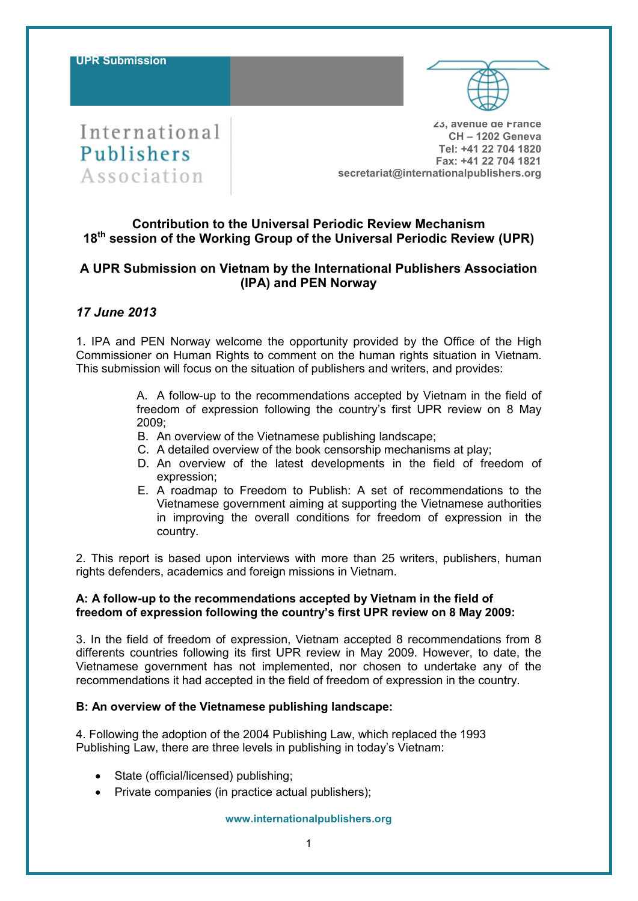UPR Submission

International Publishers Association

23, avenue de France
CH – 1202 Geneva
Tel: +41 22 704 1820
Fax: +41 22 704 1821
secretariat@internationalpublishers.org

**Contribution to the Universal Periodic Review Mechanism**
**18th session of the Working Group of the Universal Periodic Review (UPR)**

**A UPR Submission on Vietnam by the International Publishers Association (IPA) and PEN Norway**

***17 June 2013***

1. IPA and PEN Norway welcome the opportunity provided by the Office of the High Commissioner on Human Rights to comment on the human rights situation in Vietnam. This submission will focus on the situation of publishers and writers, and provides:

A. A follow-up to the recommendations accepted by Vietnam in the field of freedom of expression following the country's first UPR review on 8 May 2009;
B. An overview of the Vietnamese publishing landscape;
C. A detailed overview of the book censorship mechanisms at play;
D. An overview of the latest developments in the field of freedom of expression;
E. A roadmap to Freedom to Publish: A set of recommendations to the Vietnamese government aiming at supporting the Vietnamese authorities in improving the overall conditions for freedom of expression in the country.

2. This report is based upon interviews with more than 25 writers, publishers, human rights defenders, academics and foreign missions in Vietnam.

**A: A follow-up to the recommendations accepted by Vietnam in the field of freedom of expression following the country's first UPR review on 8 May 2009:**

3. In the field of freedom of expression, Vietnam accepted 8 recommendations from 8 differents countries following its first UPR review in May 2009. However, to date, the Vietnamese government has not implemented, nor chosen to undertake any of the recommendations it had accepted in the field of freedom of expression in the country.

**B: An overview of the Vietnamese publishing landscape:**

4. Following the adoption of the 2004 Publishing Law, which replaced the 1993 Publishing Law, there are three levels in publishing in today's Vietnam:

- State (official/licensed) publishing;
- Private companies (in practice actual publishers);

www.internationalpublishers.org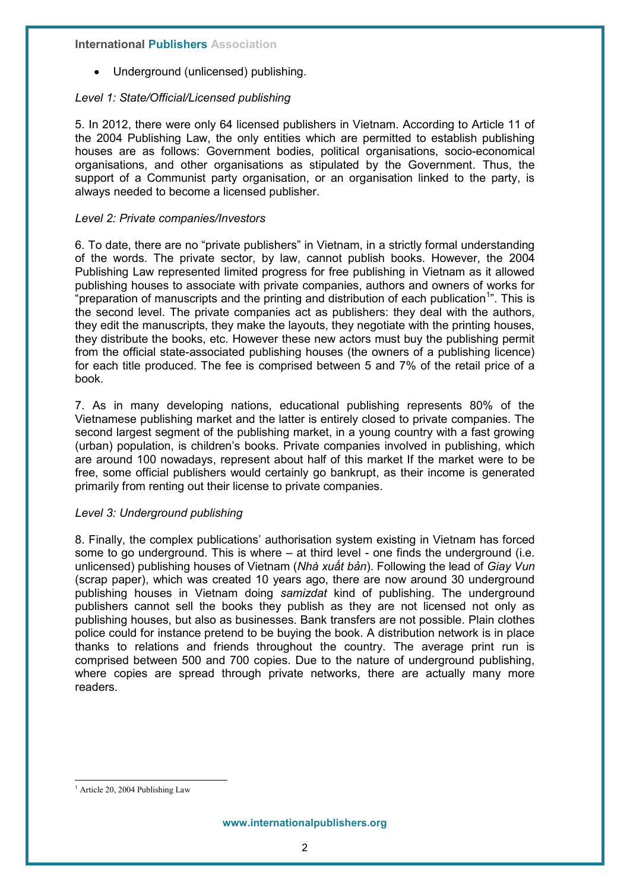- Underground (unlicensed) publishing.

*Level 1: State/Official/Licensed publishing*

5. In 2012, there were only 64 licensed publishers in Vietnam. According to Article 11 of the 2004 Publishing Law, the only entities which are permitted to establish publishing houses are as follows: Government bodies, political organisations, socio-economical organisations, and other organisations as stipulated by the Government. Thus, the support of a Communist party organisation, or an organisation linked to the party, is always needed to become a licensed publisher.

*Level 2: Private companies/Investors*

6. To date, there are no "private publishers" in Vietnam, in a strictly formal understanding of the words. The private sector, by law, cannot publish books. However, the 2004 Publishing Law represented limited progress for free publishing in Vietnam as it allowed publishing houses to associate with private companies, authors and owners of works for "preparation of manuscripts and the printing and distribution of each publication[1]". This is the second level. The private companies act as publishers: they deal with the authors, they edit the manuscripts, they make the layouts, they negotiate with the printing houses, they distribute the books, etc. However these new actors must buy the publishing permit from the official state-associated publishing houses (the owners of a publishing licence) for each title produced. The fee is comprised between 5 and 7% of the retail price of a book.

7. As in many developing nations, educational publishing represents 80% of the Vietnamese publishing market and the latter is entirely closed to private companies. The second largest segment of the publishing market, in a young country with a fast growing (urban) population, is children's books. Private companies involved in publishing, which are around 100 nowadays, represent about half of this market If the market were to be free, some official publishers would certainly go bankrupt, as their income is generated primarily from renting out their license to private companies.

*Level 3: Underground publishing*

8. Finally, the complex publications' authorisation system existing in Vietnam has forced some to go underground. This is where – at third level - one finds the underground (i.e. unlicensed) publishing houses of Vietnam (*Nhà xuất bản*). Following the lead of *Giay Vun* (scrap paper), which was created 10 years ago, there are now around 30 underground publishing houses in Vietnam doing *samizdat* kind of publishing. The underground publishers cannot sell the books they publish as they are not licensed not only as publishing houses, but also as businesses. Bank transfers are not possible. Plain clothes police could for instance pretend to be buying the book. A distribution network is in place thanks to relations and friends throughout the country. The average print run is comprised between 500 and 700 copies. Due to the nature of underground publishing, where copies are spread through private networks, there are actually many more readers.

[1] Article 20, 2004 Publishing Law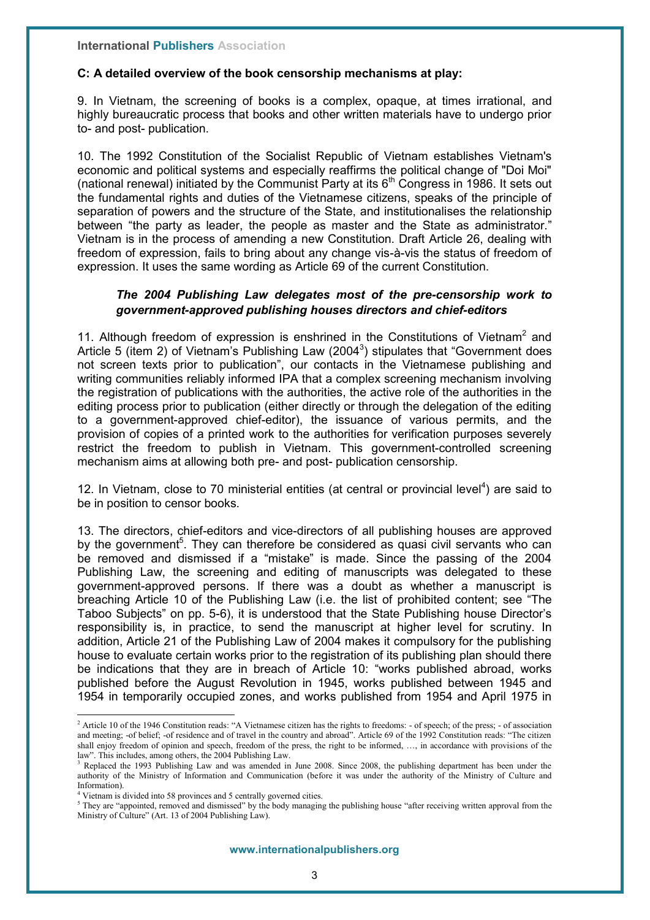### C: A detailed overview of the book censorship mechanisms at play:

9. In Vietnam, the screening of books is a complex, opaque, at times irrational, and highly bureaucratic process that books and other written materials have to undergo prior to- and post- publication.

10. The 1992 Constitution of the Socialist Republic of Vietnam establishes Vietnam's economic and political systems and especially reaffirms the political change of "Doi Moi" (national renewal) initiated by the Communist Party at its 6th Congress in 1986. It sets out the fundamental rights and duties of the Vietnamese citizens, speaks of the principle of separation of powers and the structure of the State, and institutionalises the relationship between "the party as leader, the people as master and the State as administrator." Vietnam is in the process of amending a new Constitution. Draft Article 26, dealing with freedom of expression, fails to bring about any change vis-à-vis the status of freedom of expression. It uses the same wording as Article 69 of the current Constitution.

#### *The 2004 Publishing Law delegates most of the pre-censorship work to government-approved publishing houses directors and chief-editors*

11. Although freedom of expression is enshrined in the Constitutions of Vietnam[2] and Article 5 (item 2) of Vietnam's Publishing Law (2004[3]) stipulates that "Government does not screen texts prior to publication", our contacts in the Vietnamese publishing and writing communities reliably informed IPA that a complex screening mechanism involving the registration of publications with the authorities, the active role of the authorities in the editing process prior to publication (either directly or through the delegation of the editing to a government-approved chief-editor), the issuance of various permits, and the provision of copies of a printed work to the authorities for verification purposes severely restrict the freedom to publish in Vietnam. This government-controlled screening mechanism aims at allowing both pre- and post- publication censorship.

12. In Vietnam, close to 70 ministerial entities (at central or provincial level[4]) are said to be in position to censor books.

13. The directors, chief-editors and vice-directors of all publishing houses are approved by the government[5]. They can therefore be considered as quasi civil servants who can be removed and dismissed if a "mistake" is made. Since the passing of the 2004 Publishing Law, the screening and editing of manuscripts was delegated to these government-approved persons. If there was a doubt as whether a manuscript is breaching Article 10 of the Publishing Law (i.e. the list of prohibited content; see "The Taboo Subjects" on pp. 5-6), it is understood that the State Publishing house Director's responsibility is, in practice, to send the manuscript at higher level for scrutiny. In addition, Article 21 of the Publishing Law of 2004 makes it compulsory for the publishing house to evaluate certain works prior to the registration of its publishing plan should there be indications that they are in breach of Article 10: "works published abroad, works published before the August Revolution in 1945, works published between 1945 and 1954 in temporarily occupied zones, and works published from 1954 and April 1975 in

---

[2] Article 10 of the 1946 Constitution reads: "A Vietnamese citizen has the rights to freedoms: - of speech; of the press; - of association and meeting; -of belief; -of residence and of travel in the country and abroad". Article 69 of the 1992 Constitution reads: "The citizen shall enjoy freedom of opinion and speech, freedom of the press, the right to be informed, …, in accordance with provisions of the law". This includes, among others, the 2004 Publishing Law.

[3] Replaced the 1993 Publishing Law and was amended in June 2008. Since 2008, the publishing department has been under the authority of the Ministry of Information and Communication (before it was under the authority of the Ministry of Culture and Information).

[4] Vietnam is divided into 58 provinces and 5 centrally governed cities.

[5] They are "appointed, removed and dismissed" by the body managing the publishing house "after receiving written approval from the Ministry of Culture" (Art. 13 of 2004 Publishing Law).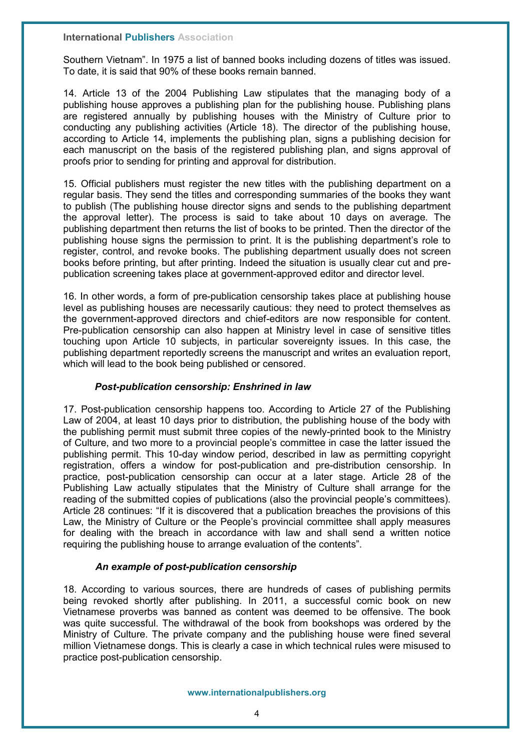Southern Vietnam". In 1975 a list of banned books including dozens of titles was issued. To date, it is said that 90% of these books remain banned.

14. Article 13 of the 2004 Publishing Law stipulates that the managing body of a publishing house approves a publishing plan for the publishing house. Publishing plans are registered annually by publishing houses with the Ministry of Culture prior to conducting any publishing activities (Article 18). The director of the publishing house, according to Article 14, implements the publishing plan, signs a publishing decision for each manuscript on the basis of the registered publishing plan, and signs approval of proofs prior to sending for printing and approval for distribution.

15. Official publishers must register the new titles with the publishing department on a regular basis. They send the titles and corresponding summaries of the books they want to publish (The publishing house director signs and sends to the publishing department the approval letter). The process is said to take about 10 days on average. The publishing department then returns the list of books to be printed. Then the director of the publishing house signs the permission to print. It is the publishing department's role to register, control, and revoke books. The publishing department usually does not screen books before printing, but after printing. Indeed the situation is usually clear cut and pre-publication screening takes place at government-approved editor and director level.

16. In other words, a form of pre-publication censorship takes place at publishing house level as publishing houses are necessarily cautious: they need to protect themselves as the government-approved directors and chief-editors are now responsible for content. Pre-publication censorship can also happen at Ministry level in case of sensitive titles touching upon Article 10 subjects, in particular sovereignty issues. In this case, the publishing department reportedly screens the manuscript and writes an evaluation report, which will lead to the book being published or censored.

### *Post-publication censorship: Enshrined in law*

17. Post-publication censorship happens too. According to Article 27 of the Publishing Law of 2004, at least 10 days prior to distribution, the publishing house of the body with the publishing permit must submit three copies of the newly-printed book to the Ministry of Culture, and two more to a provincial people's committee in case the latter issued the publishing permit. This 10-day window period, described in law as permitting copyright registration, offers a window for post-publication and pre-distribution censorship. In practice, post-publication censorship can occur at a later stage. Article 28 of the Publishing Law actually stipulates that the Ministry of Culture shall arrange for the reading of the submitted copies of publications (also the provincial people's committees). Article 28 continues: "If it is discovered that a publication breaches the provisions of this Law, the Ministry of Culture or the People's provincial committee shall apply measures for dealing with the breach in accordance with law and shall send a written notice requiring the publishing house to arrange evaluation of the contents".

### *An example of post-publication censorship*

18. According to various sources, there are hundreds of cases of publishing permits being revoked shortly after publishing. In 2011, a successful comic book on new Vietnamese proverbs was banned as content was deemed to be offensive. The book was quite successful. The withdrawal of the book from bookshops was ordered by the Ministry of Culture. The private company and the publishing house were fined several million Vietnamese dongs. This is clearly a case in which technical rules were misused to practice post-publication censorship.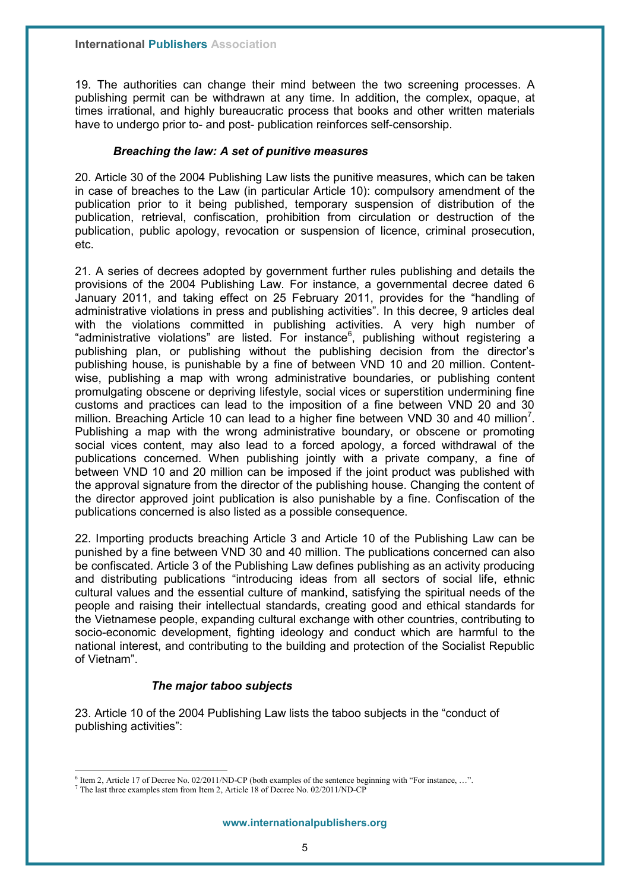19. The authorities can change their mind between the two screening processes. A publishing permit can be withdrawn at any time. In addition, the complex, opaque, at times irrational, and highly bureaucratic process that books and other written materials have to undergo prior to- and post- publication reinforces self-censorship.

### *Breaching the law: A set of punitive measures*

20. Article 30 of the 2004 Publishing Law lists the punitive measures, which can be taken in case of breaches to the Law (in particular Article 10): compulsory amendment of the publication prior to it being published, temporary suspension of distribution of the publication, retrieval, confiscation, prohibition from circulation or destruction of the publication, public apology, revocation or suspension of licence, criminal prosecution, etc.

21. A series of decrees adopted by government further rules publishing and details the provisions of the 2004 Publishing Law. For instance, a governmental decree dated 6 January 2011, and taking effect on 25 February 2011, provides for the "handling of administrative violations in press and publishing activities". In this decree, 9 articles deal with the violations committed in publishing activities. A very high number of "administrative violations" are listed. For instance[6], publishing without registering a publishing plan, or publishing without the publishing decision from the director's publishing house, is punishable by a fine of between VND 10 and 20 million. Content-wise, publishing a map with wrong administrative boundaries, or publishing content promulgating obscene or depriving lifestyle, social vices or superstition undermining fine customs and practices can lead to the imposition of a fine between VND 20 and 30 million. Breaching Article 10 can lead to a higher fine between VND 30 and 40 million[7]. Publishing a map with the wrong administrative boundary, or obscene or promoting social vices content, may also lead to a forced apology, a forced withdrawal of the publications concerned. When publishing jointly with a private company, a fine of between VND 10 and 20 million can be imposed if the joint product was published with the approval signature from the director of the publishing house. Changing the content of the director approved joint publication is also punishable by a fine. Confiscation of the publications concerned is also listed as a possible consequence.

22. Importing products breaching Article 3 and Article 10 of the Publishing Law can be punished by a fine between VND 30 and 40 million. The publications concerned can also be confiscated. Article 3 of the Publishing Law defines publishing as an activity producing and distributing publications "introducing ideas from all sectors of social life, ethnic cultural values and the essential culture of mankind, satisfying the spiritual needs of the people and raising their intellectual standards, creating good and ethical standards for the Vietnamese people, expanding cultural exchange with other countries, contributing to socio-economic development, fighting ideology and conduct which are harmful to the national interest, and contributing to the building and protection of the Socialist Republic of Vietnam".

### *The major taboo subjects*

23. Article 10 of the 2004 Publishing Law lists the taboo subjects in the "conduct of publishing activities":

---

[6] Item 2, Article 17 of Decree No. 02/2011/ND-CP (both examples of the sentence beginning with "For instance, …".

[7] The last three examples stem from Item 2, Article 18 of Decree No. 02/2011/ND-CP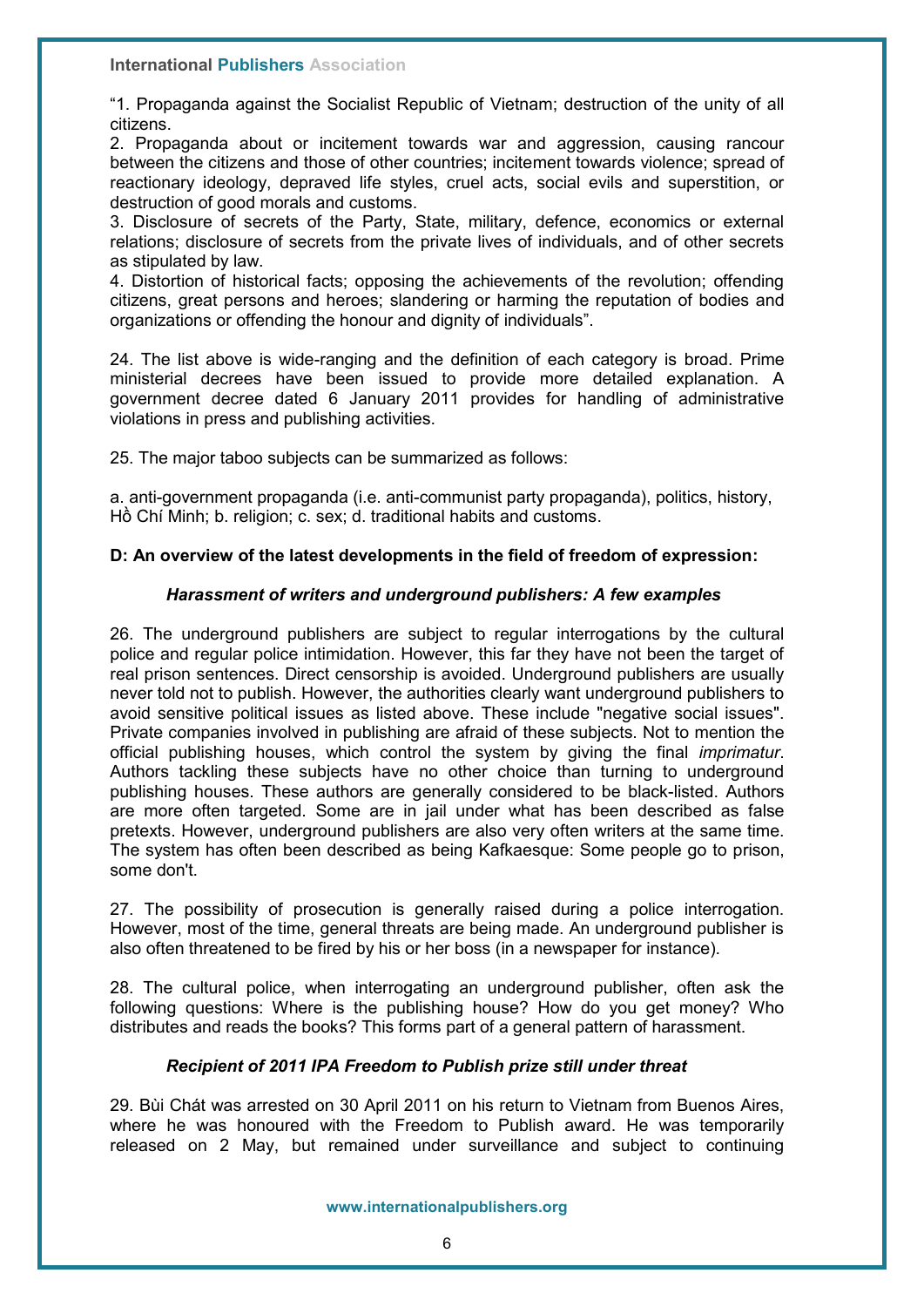"1. Propaganda against the Socialist Republic of Vietnam; destruction of the unity of all citizens.
2. Propaganda about or incitement towards war and aggression, causing rancour between the citizens and those of other countries; incitement towards violence; spread of reactionary ideology, depraved life styles, cruel acts, social evils and superstition, or destruction of good morals and customs.
3. Disclosure of secrets of the Party, State, military, defence, economics or external relations; disclosure of secrets from the private lives of individuals, and of other secrets as stipulated by law.
4. Distortion of historical facts; opposing the achievements of the revolution; offending citizens, great persons and heroes; slandering or harming the reputation of bodies and organizations or offending the honour and dignity of individuals".

24. The list above is wide-ranging and the definition of each category is broad. Prime ministerial decrees have been issued to provide more detailed explanation. A government decree dated 6 January 2011 provides for handling of administrative violations in press and publishing activities.

25. The major taboo subjects can be summarized as follows:

a. anti-government propaganda (i.e. anti-communist party propaganda), politics, history, Hồ Chí Minh; b. religion; c. sex; d. traditional habits and customs.

### D: An overview of the latest developments in the field of freedom of expression:

#### *Harassment of writers and underground publishers: A few examples*

26. The underground publishers are subject to regular interrogations by the cultural police and regular police intimidation. However, this far they have not been the target of real prison sentences. Direct censorship is avoided. Underground publishers are usually never told not to publish. However, the authorities clearly want underground publishers to avoid sensitive political issues as listed above. These include "negative social issues". Private companies involved in publishing are afraid of these subjects. Not to mention the official publishing houses, which control the system by giving the final *imprimatur*. Authors tackling these subjects have no other choice than turning to underground publishing houses. These authors are generally considered to be black-listed. Authors are more often targeted. Some are in jail under what has been described as false pretexts. However, underground publishers are also very often writers at the same time. The system has often been described as being Kafkaesque: Some people go to prison, some don't.

27. The possibility of prosecution is generally raised during a police interrogation. However, most of the time, general threats are being made. An underground publisher is also often threatened to be fired by his or her boss (in a newspaper for instance).

28. The cultural police, when interrogating an underground publisher, often ask the following questions: Where is the publishing house? How do you get money? Who distributes and reads the books? This forms part of a general pattern of harassment.

#### *Recipient of 2011 IPA Freedom to Publish prize still under threat*

29. Bùi Chát was arrested on 30 April 2011 on his return to Vietnam from Buenos Aires, where he was honoured with the Freedom to Publish award. He was temporarily released on 2 May, but remained under surveillance and subject to continuing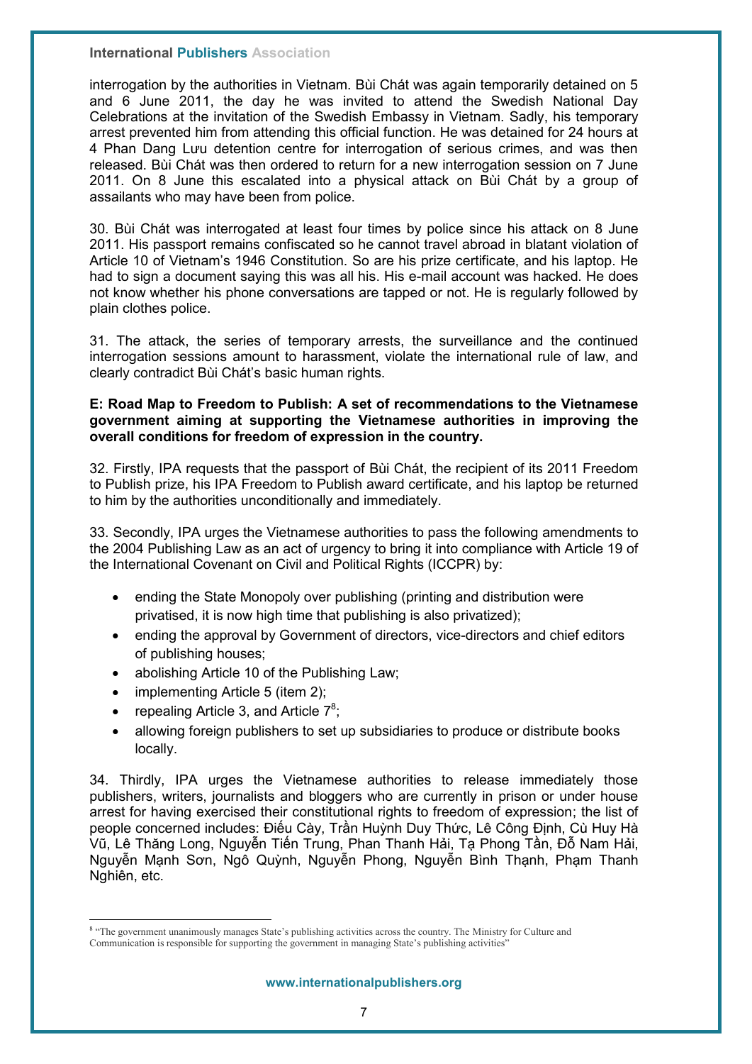interrogation by the authorities in Vietnam. Bùi Chát was again temporarily detained on 5 and 6 June 2011, the day he was invited to attend the Swedish National Day Celebrations at the invitation of the Swedish Embassy in Vietnam. Sadly, his temporary arrest prevented him from attending this official function. He was detained for 24 hours at 4 Phan Dang Lưu detention centre for interrogation of serious crimes, and was then released. Bùi Chát was then ordered to return for a new interrogation session on 7 June 2011. On 8 June this escalated into a physical attack on Bùi Chát by a group of assailants who may have been from police.

30. Bùi Chát was interrogated at least four times by police since his attack on 8 June 2011. His passport remains confiscated so he cannot travel abroad in blatant violation of Article 10 of Vietnam's 1946 Constitution. So are his prize certificate, and his laptop. He had to sign a document saying this was all his. His e-mail account was hacked. He does not know whether his phone conversations are tapped or not. He is regularly followed by plain clothes police.

31. The attack, the series of temporary arrests, the surveillance and the continued interrogation sessions amount to harassment, violate the international rule of law, and clearly contradict Bùi Chát's basic human rights.

**E: Road Map to Freedom to Publish: A set of recommendations to the Vietnamese government aiming at supporting the Vietnamese authorities in improving the overall conditions for freedom of expression in the country.**

32. Firstly, IPA requests that the passport of Bùi Chát, the recipient of its 2011 Freedom to Publish prize, his IPA Freedom to Publish award certificate, and his laptop be returned to him by the authorities unconditionally and immediately.

33. Secondly, IPA urges the Vietnamese authorities to pass the following amendments to the 2004 Publishing Law as an act of urgency to bring it into compliance with Article 19 of the International Covenant on Civil and Political Rights (ICCPR) by:

- ending the State Monopoly over publishing (printing and distribution were privatised, it is now high time that publishing is also privatized);
- ending the approval by Government of directors, vice-directors and chief editors of publishing houses;
- abolishing Article 10 of the Publishing Law;
- implementing Article 5 (item 2);
- repealing Article 3, and Article 7[8];
- allowing foreign publishers to set up subsidiaries to produce or distribute books locally.

34. Thirdly, IPA urges the Vietnamese authorities to release immediately those publishers, writers, journalists and bloggers who are currently in prison or under house arrest for having exercised their constitutional rights to freedom of expression; the list of people concerned includes: Điếu Cày, Trần Huỳnh Duy Thức, Lê Công Định, Cù Huy Hà Vũ, Lê Thăng Long, Nguyễn Tiến Trung, Phan Thanh Hải, Tạ Phong Tần, Đỗ Nam Hải, Nguyễn Mạnh Sơn, Ngô Quỳnh, Nguyễn Phong, Nguyễn Bình Thạnh, Phạm Thanh Nghiên, etc.

[8] "The government unanimously manages State's publishing activities across the country. The Ministry for Culture and Communication is responsible for supporting the government in managing State's publishing activities"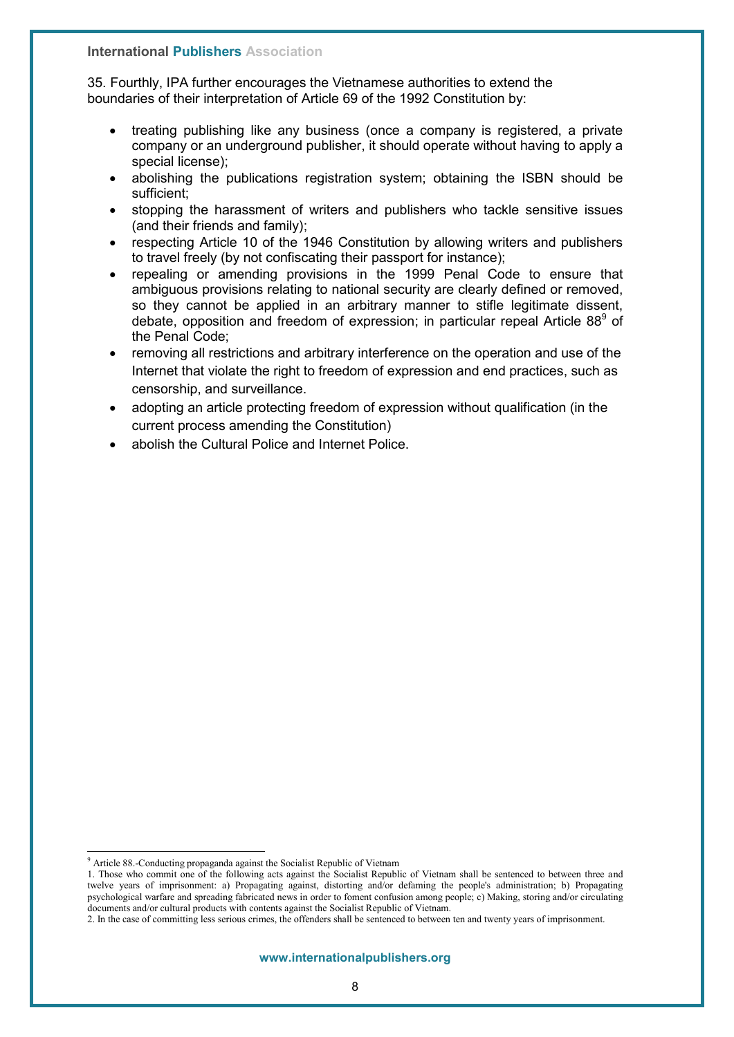35. Fourthly, IPA further encourages the Vietnamese authorities to extend the boundaries of their interpretation of Article 69 of the 1992 Constitution by:

- treating publishing like any business (once a company is registered, a private company or an underground publisher, it should operate without having to apply a special license);
- abolishing the publications registration system; obtaining the ISBN should be sufficient;
- stopping the harassment of writers and publishers who tackle sensitive issues (and their friends and family);
- respecting Article 10 of the 1946 Constitution by allowing writers and publishers to travel freely (by not confiscating their passport for instance);
- repealing or amending provisions in the 1999 Penal Code to ensure that ambiguous provisions relating to national security are clearly defined or removed, so they cannot be applied in an arbitrary manner to stifle legitimate dissent, debate, opposition and freedom of expression; in particular repeal Article 88[9] of the Penal Code;
- removing all restrictions and arbitrary interference on the operation and use of the Internet that violate the right to freedom of expression and end practices, such as censorship, and surveillance.
- adopting an article protecting freedom of expression without qualification (in the current process amending the Constitution)
- abolish the Cultural Police and Internet Police.

---

[9] Article 88.-Conducting propaganda against the Socialist Republic of Vietnam

1. Those who commit one of the following acts against the Socialist Republic of Vietnam shall be sentenced to between three and twelve years of imprisonment: a) Propagating against, distorting and/or defaming the people's administration; b) Propagating psychological warfare and spreading fabricated news in order to foment confusion among people; c) Making, storing and/or circulating documents and/or cultural products with contents against the Socialist Republic of Vietnam.

2. In the case of committing less serious crimes, the offenders shall be sentenced to between ten and twenty years of imprisonment.

www.internationalpublishers.org